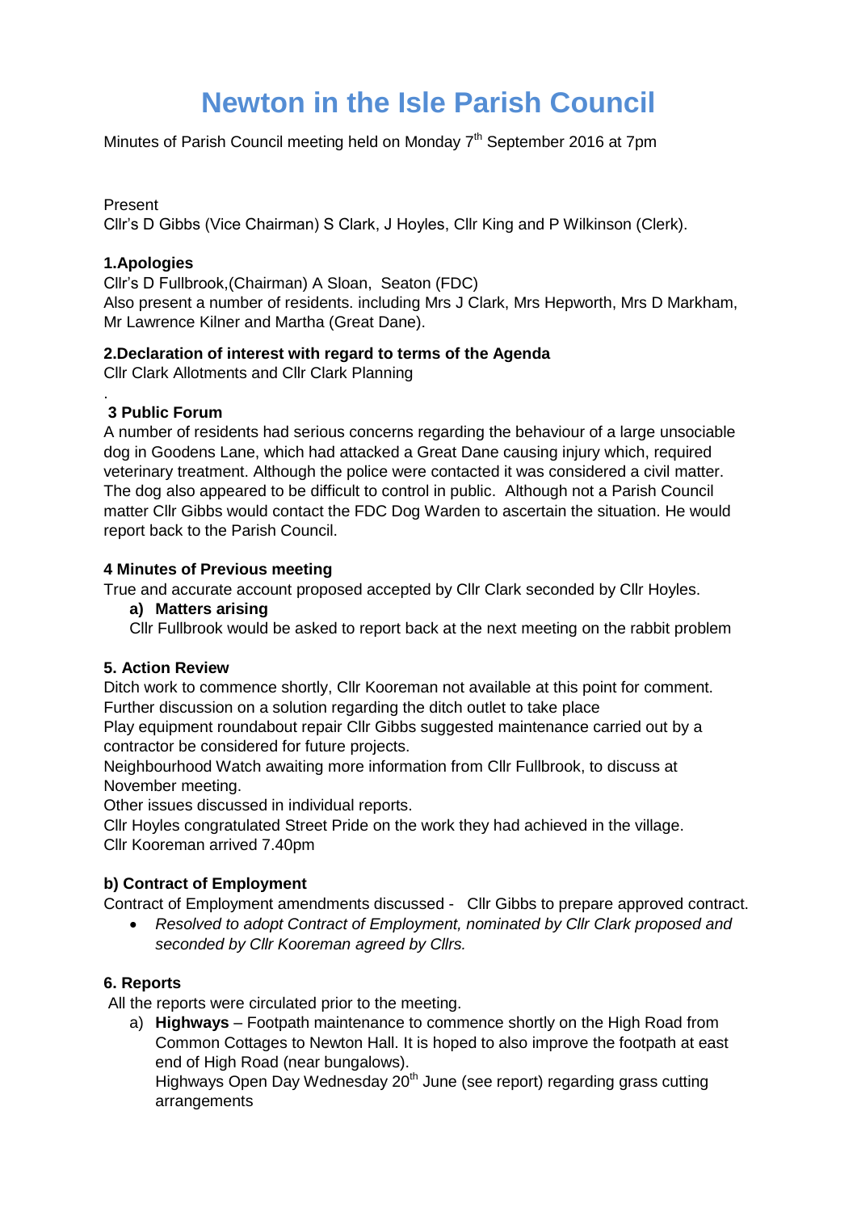# Newton in the Isle Parish Council

Minutes of Parish Council meeting held on Monday 7th September 2016 at 7pm

Present

Cllr's D Gibbs (Vice Chairman) S Clark, J Hoyles, Cllr King and P Wilkinson (Clerk).

**1.Apologies**

Cllr's D Fullbrook,(Chairman) A Sloan, Seaton (FDC)

Also present a number of residents. including Mrs J Clark, Mrs Hepworth, Mrs D Markham, Mr Lawrence Kilner and Martha (Great Dane).

**2.Declaration of interest with regard to terms of the Agenda**

Cllr Clark Allotments and Cllr Clark Planning

.

**3 Public Forum**

A number of residents had serious concerns regarding the behaviour of a large unsociable dog in Goodens Lane, which had attacked a Great Dane causing injury which, required veterinary treatment. Although the police were contacted it was considered a civil matter. The dog also appeared to be difficult to control in public. Although not a Parish Council matter Cllr Gibbs would contact the FDC Dog Warden to ascertain the situation. He would report back to the Parish Council.

**4 Minutes of Previous meeting**

True and accurate account proposed accepted by Cllr Clark seconded by Cllr Hoyles.

a) **Matters arising**

Cllr Fullbrook would be asked to report back at the next meeting on the rabbit problem

**5. Action Review**

Ditch work to commence shortly, Cllr Kooreman not available at this point for comment. Further discussion on a solution regarding the ditch outlet to take place

Play equipment roundabout repair Cllr Gibbs suggested maintenance carried out by a contractor be considered for future projects.

Neighbourhood Watch awaiting more information from Cllr Fullbrook, to discuss at November meeting.

Other issues discussed in individual reports.

Cllr Hoyles congratulated Street Pride on the work they had achieved in the village.

Cllr Kooreman arrived 7.40pm

**b) Contract of Employment**

Contract of Employment amendments discussed - Cllr Gibbs to prepare approved contract.

- *Resolved to adopt Contract of Employment, nominated by Cllr Clark proposed and seconded by Cllr Kooreman agreed by Cllrs.*

**6. Reports**

All the reports were circulated prior to the meeting.

a) **Highways** – Footpath maintenance to commence shortly on the High Road from Common Cottages to Newton Hall. It is hoped to also improve the footpath at east end of High Road (near bungalows).

Highways Open Day Wednesday 20th June (see report) regarding grass cutting arrangements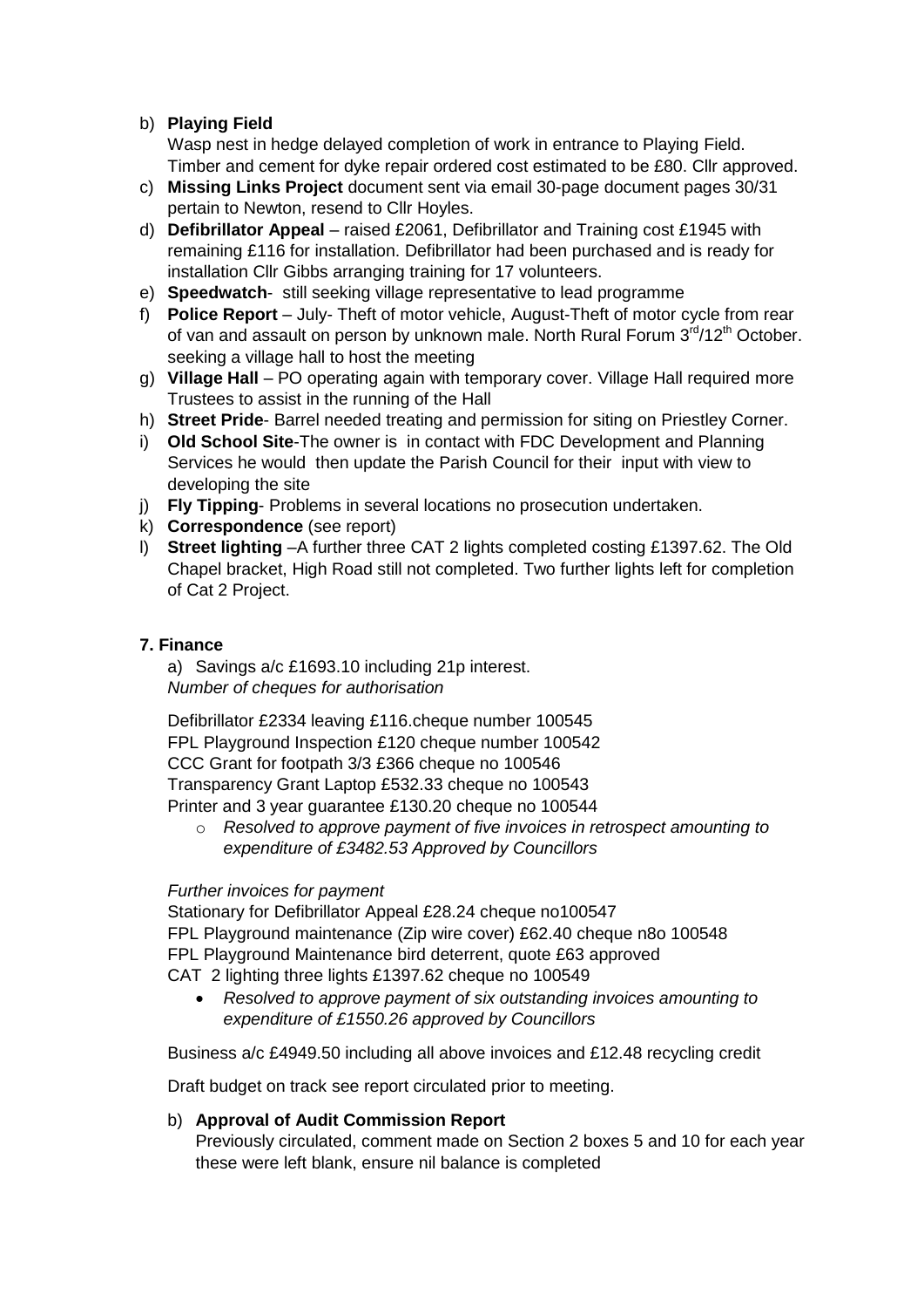b) **Playing Field**
   Wasp nest in hedge delayed completion of work in entrance to Playing Field. Timber and cement for dyke repair ordered cost estimated to be £80. Cllr approved.
c) **Missing Links Project** document sent via email 30-page document pages 30/31 pertain to Newton, resend to Cllr Hoyles.
d) **Defibrillator Appeal** – raised £2061, Defibrillator and Training cost £1945 with remaining £116 for installation. Defibrillator had been purchased and is ready for installation Cllr Gibbs arranging training for 17 volunteers.
e) **Speedwatch**- still seeking village representative to lead programme
f) **Police Report** – July- Theft of motor vehicle, August-Theft of motor cycle from rear of van and assault on person by unknown male. North Rural Forum 3rd/12th October. seeking a village hall to host the meeting
g) **Village Hall** – PO operating again with temporary cover. Village Hall required more Trustees to assist in the running of the Hall
h) **Street Pride**- Barrel needed treating and permission for siting on Priestley Corner.
i) **Old School Site**-The owner is in contact with FDC Development and Planning Services he would then update the Parish Council for their input with view to developing the site
j) **Fly Tipping**- Problems in several locations no prosecution undertaken.
k) **Correspondence** (see report)
l) **Street lighting** –A further three CAT 2 lights completed costing £1397.62. The Old Chapel bracket, High Road still not completed. Two further lights left for completion of Cat 2 Project.

**7. Finance**

a) Savings a/c £1693.10 including 21p interest.
*Number of cheques for authorisation*

Defibrillator £2334 leaving £116.cheque number 100545
FPL Playground Inspection £120 cheque number 100542
CCC Grant for footpath 3/3 £366 cheque no 100546
Transparency Grant Laptop £532.33 cheque no 100543
Printer and 3 year guarantee £130.20 cheque no 100544

- *Resolved to approve payment of five invoices in retrospect amounting to expenditure of £3482.53 Approved by Councillors*

*Further invoices for payment*

Stationary for Defibrillator Appeal £28.24 cheque no100547
FPL Playground maintenance (Zip wire cover) £62.40 cheque n8o 100548
FPL Playground Maintenance bird deterrent, quote £63 approved
CAT 2 lighting three lights £1397.62 cheque no 100549

- *Resolved to approve payment of six outstanding invoices amounting to expenditure of £1550.26 approved by Councillors*

Business a/c £4949.50 including all above invoices and £12.48 recycling credit

Draft budget on track see report circulated prior to meeting.

b) **Approval of Audit Commission Report**
   Previously circulated, comment made on Section 2 boxes 5 and 10 for each year these were left blank, ensure nil balance is completed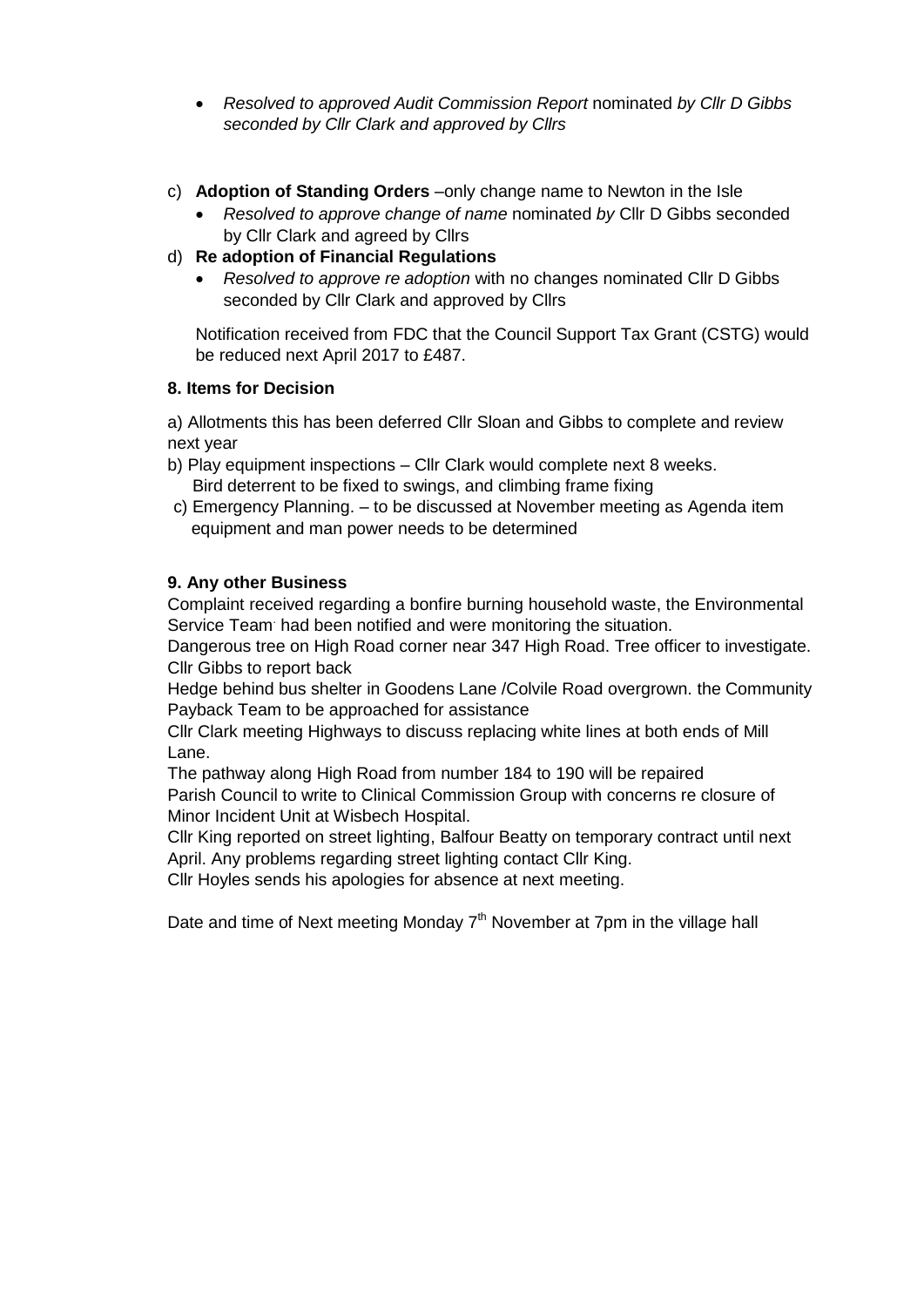- *Resolved to approved Audit Commission Report* nominated *by Cllr D Gibbs seconded by Cllr Clark and approved by Cllrs*

c) **Adoption of Standing Orders** –only change name to Newton in the Isle
   - *Resolved to approve change of name* nominated *by* Cllr D Gibbs seconded by Cllr Clark and agreed by Cllrs

d) **Re adoption of Financial Regulations**
   - *Resolved to approve re adoption* with no changes nominated Cllr D Gibbs seconded by Cllr Clark and approved by Cllrs

   Notification received from FDC that the Council Support Tax Grant (CSTG) would be reduced next April 2017 to £487.

**8. Items for Decision**

a) Allotments this has been deferred Cllr Sloan and Gibbs to complete and review next year

b) Play equipment inspections – Cllr Clark would complete next 8 weeks. Bird deterrent to be fixed to swings, and climbing frame fixing

c) Emergency Planning. – to be discussed at November meeting as Agenda item equipment and man power needs to be determined

**9. Any other Business**

Complaint received regarding a bonfire burning household waste, the Environmental Service Team had been notified and were monitoring the situation.
Dangerous tree on High Road corner near 347 High Road. Tree officer to investigate. Cllr Gibbs to report back
Hedge behind bus shelter in Goodens Lane /Colvile Road overgrown. the Community Payback Team to be approached for assistance
Cllr Clark meeting Highways to discuss replacing white lines at both ends of Mill Lane.
The pathway along High Road from number 184 to 190 will be repaired
Parish Council to write to Clinical Commission Group with concerns re closure of Minor Incident Unit at Wisbech Hospital.
Cllr King reported on street lighting, Balfour Beatty on temporary contract until next April. Any problems regarding street lighting contact Cllr King.
Cllr Hoyles sends his apologies for absence at next meeting.

Date and time of Next meeting Monday 7th November at 7pm in the village hall